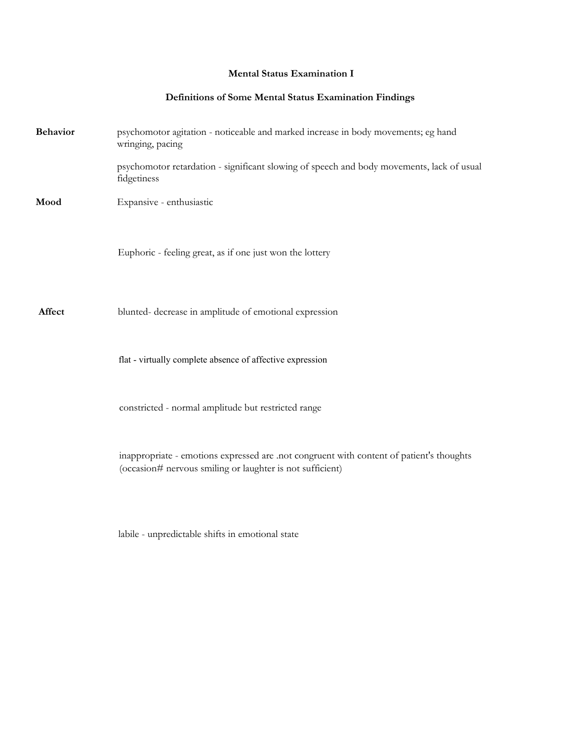# Mental Status Examination I

## Definitions of Some Mental Status Examination Findings

**Behavior**

psychomotor agitation - noticeable and marked increase in body movements; eg hand wringing, pacing

psychomotor retardation - significant slowing of speech and body movements, lack of usual fidgetiness

**Mood**

Expansive - enthusiastic

Euphoric - feeling great, as if one just won the lottery

**Affect**

blunted- decrease in amplitude of emotional expression

flat - virtually complete absence of affective expression

constricted - normal amplitude but restricted range

inappropriate - emotions expressed are .not congruent with content of patient's thoughts (occasion# nervous smiling or laughter is not sufficient)

labile - unpredictable shifts in emotional state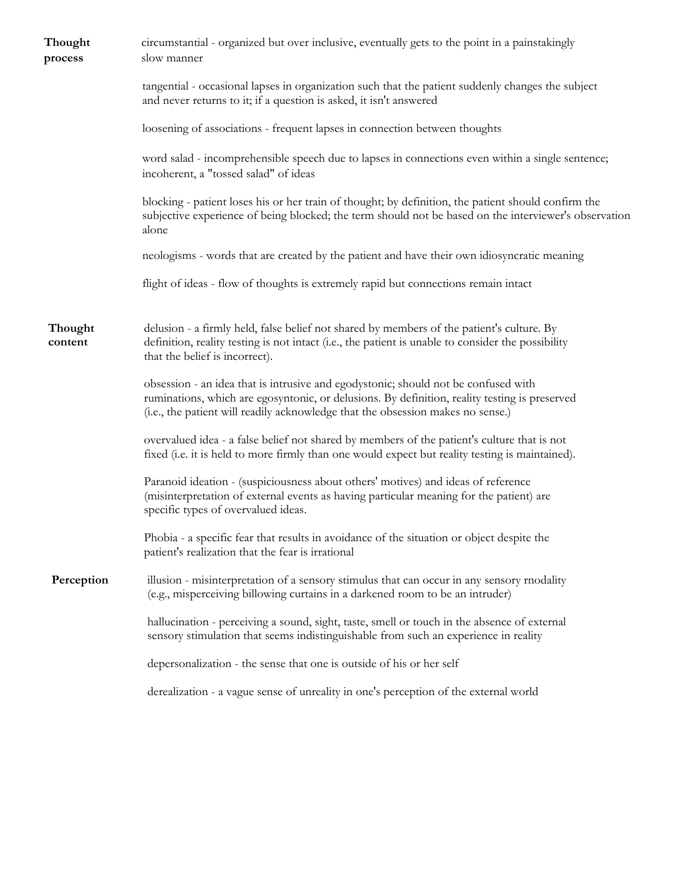| | |
|---|---|
| **Thought process** | circumstantial - organized but over inclusive, eventually gets to the point in a painstakingly slow manner |
| | tangential - occasional lapses in organization such that the patient suddenly changes the subject and never returns to it; if a question is asked, it isn't answered |
| | loosening of associations - frequent lapses in connection between thoughts |
| | word salad - incomprehensible speech due to lapses in connections even within a single sentence; incoherent, a "tossed salad" of ideas |
| | blocking - patient loses his or her train of thought; by definition, the patient should confirm the subjective experience of being blocked; the term should not be based on the interviewer's observation alone |
| | neologisms - words that are created by the patient and have their own idiosyncratic meaning |
| | flight of ideas - flow of thoughts is extremely rapid but connections remain intact |
| **Thought content** | delusion - a firmly held, false belief not shared by members of the patient's culture. By definition, reality testing is not intact (i.e., the patient is unable to consider the possibility that the belief is incorrect). |
| | obsession - an idea that is intrusive and egodystonic; should not be confused with ruminations, which are egosyntonic, or delusions. By definition, reality testing is preserved (i.e., the patient will readily acknowledge that the obsession makes no sense.) |
| | overvalued idea - a false belief not shared by members of the patient's culture that is not fixed (i.e. it is held to more firmly than one would expect but reality testing is maintained). |
| | Paranoid ideation - (suspiciousness about others' motives) and ideas of reference (misinterpretation of external events as having particular meaning for the patient) are specific types of overvalued ideas. |
| | Phobia - a specific fear that results in avoidance of the situation or object despite the patient's realization that the fear is irrational |
| **Perception** | illusion - misinterpretation of a sensory stimulus that can occur in any sensory rnodality (e.g., misperceiving billowing curtains in a darkened room to be an intruder) |
| | hallucination - perceiving a sound, sight, taste, smell or touch in the absence of external sensory stimulation that seems indistinguishable from such an experience in reality |
| | depersonalization - the sense that one is outside of his or her self |
| | derealization - a vague sense of unreality in one's perception of the external world |